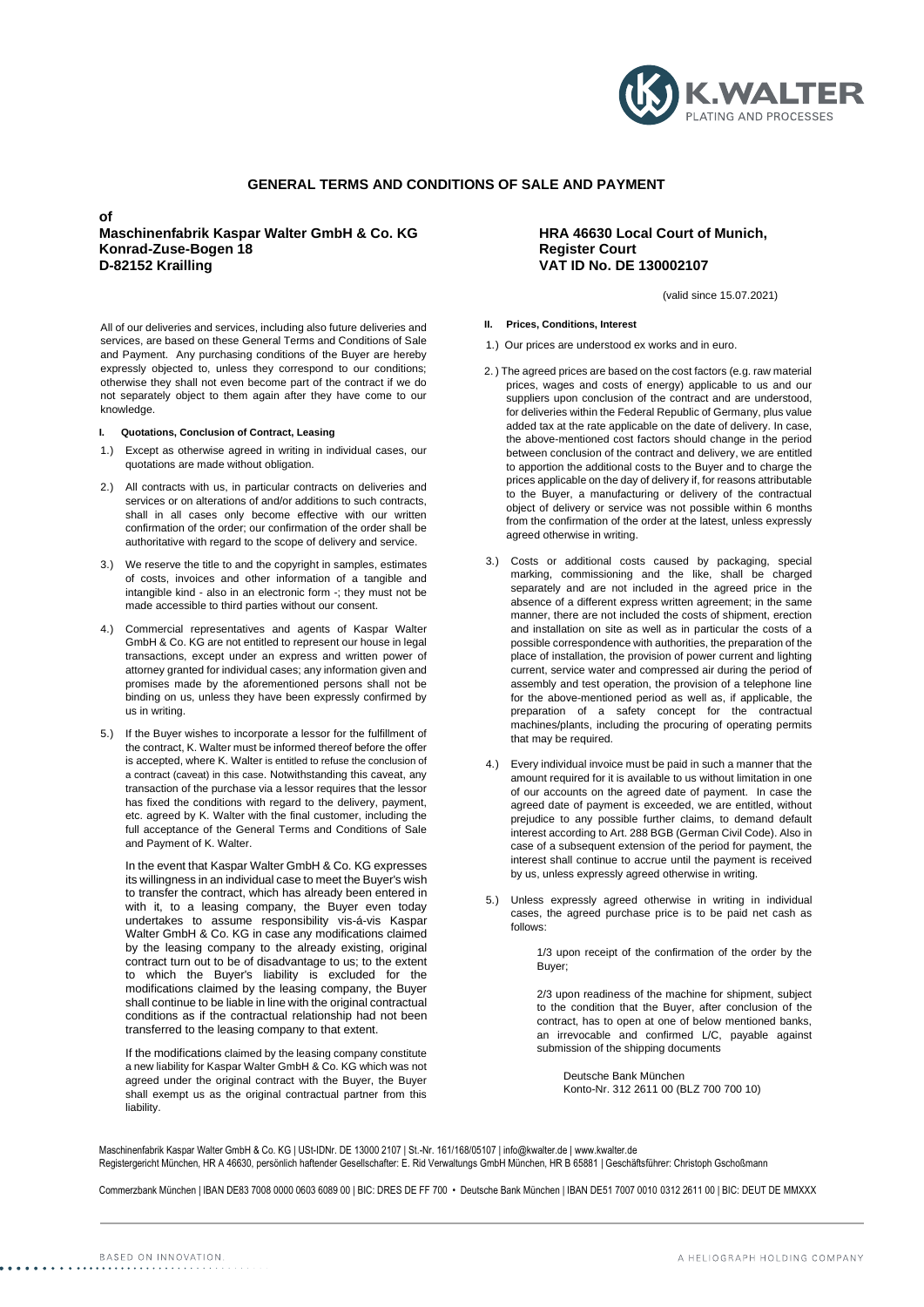# GENERAL TERMS AND CONDITIONS OF SALE AND PAYMENT

**of**
**Maschinenfabrik Kaspar Walter GmbH & Co. KG**
**Konrad-Zuse-Bogen 18**
**D-82152 Krailling**

**HRA 46630 Local Court of Munich,**
**Register Court**
**VAT ID No. DE 130002107**

(valid since 15.07.2021)

All of our deliveries and services, including also future deliveries and services, are based on these General Terms and Conditions of Sale and Payment. Any purchasing conditions of the Buyer are hereby expressly objected to, unless they correspond to our conditions; otherwise they shall not even become part of the contract if we do not separately object to them again after they have come to our knowledge.

## I. Quotations, Conclusion of Contract, Leasing

1.) Except as otherwise agreed in writing in individual cases, our quotations are made without obligation.

2.) All contracts with us, in particular contracts on deliveries and services or on alterations of and/or additions to such contracts, shall in all cases only become effective with our written confirmation of the order; our confirmation of the order shall be authoritative with regard to the scope of delivery and service.

3.) We reserve the title to and the copyright in samples, estimates of costs, invoices and other information of a tangible and intangible kind - also in an electronic form -; they must not be made accessible to third parties without our consent.

4.) Commercial representatives and agents of Kaspar Walter GmbH & Co. KG are not entitled to represent our house in legal transactions, except under an express and written power of attorney granted for individual cases; any information given and promises made by the aforementioned persons shall not be binding on us, unless they have been expressly confirmed by us in writing.

5.) If the Buyer wishes to incorporate a lessor for the fulfillment of the contract, K. Walter must be informed thereof before the offer is accepted, where K. Walter is entitled to refuse the conclusion of a contract (caveat) in this case. Notwithstanding this caveat, any transaction of the purchase via a lessor requires that the lessor has fixed the conditions with regard to the delivery, payment, etc. agreed by K. Walter with the final customer, including the full acceptance of the General Terms and Conditions of Sale and Payment of K. Walter.

In the event that Kaspar Walter GmbH & Co. KG expresses its willingness in an individual case to meet the Buyer's wish to transfer the contract, which has already been entered in with it, to a leasing company, the Buyer even today undertakes to assume responsibility vis-á-vis Kaspar Walter GmbH & Co. KG in case any modifications claimed by the leasing company to the already existing, original contract turn out to be of disadvantage to us; to the extent to which the Buyer's liability is excluded for the modifications claimed by the leasing company, the Buyer shall continue to be liable in line with the original contractual conditions as if the contractual relationship had not been transferred to the leasing company to that extent.

If the modifications claimed by the leasing company constitute a new liability for Kaspar Walter GmbH & Co. KG which was not agreed under the original contract with the Buyer, the Buyer shall exempt us as the original contractual partner from this liability.

## II. Prices, Conditions, Interest

1.) Our prices are understood ex works and in euro.

2.) The agreed prices are based on the cost factors (e.g. raw material prices, wages and costs of energy) applicable to us and our suppliers upon conclusion of the contract and are understood, for deliveries within the Federal Republic of Germany, plus value added tax at the rate applicable on the date of delivery. In case, the above-mentioned cost factors should change in the period between conclusion of the contract and delivery, we are entitled to apportion the additional costs to the Buyer and to charge the prices applicable on the day of delivery if, for reasons attributable to the Buyer, a manufacturing or delivery of the contractual object of delivery or service was not possible within 6 months from the confirmation of the order at the latest, unless expressly agreed otherwise in writing.

3.) Costs or additional costs caused by packaging, special marking, commissioning and the like, shall be charged separately and are not included in the agreed price in the absence of a different express written agreement; in the same manner, there are not included the costs of shipment, erection and installation on site as well as in particular the costs of a possible correspondence with authorities, the preparation of the place of installation, the provision of power current and lighting current, service water and compressed air during the period of assembly and test operation, the provision of a telephone line for the above-mentioned period as well as, if applicable, the preparation of a safety concept for the contractual machines/plants, including the procuring of operating permits that may be required.

4.) Every individual invoice must be paid in such a manner that the amount required for it is available to us without limitation in one of our accounts on the agreed date of payment. In case the agreed date of payment is exceeded, we are entitled, without prejudice to any possible further claims, to demand default interest according to Art. 288 BGB (German Civil Code). Also in case of a subsequent extension of the period for payment, the interest shall continue to accrue until the payment is received by us, unless expressly agreed otherwise in writing.

5.) Unless expressly agreed otherwise in writing in individual cases, the agreed purchase price is to be paid net cash as follows:

1/3 upon receipt of the confirmation of the order by the Buyer;

2/3 upon readiness of the machine for shipment, subject to the condition that the Buyer, after conclusion of the contract, has to open at one of below mentioned banks, an irrevocable and confirmed L/C, payable against submission of the shipping documents

Deutsche Bank München
Konto-Nr. 312 2611 00 (BLZ 700 700 10)

Maschinenfabrik Kaspar Walter GmbH & Co. KG | USt-IDNr. DE 13000 2107 | St.-Nr. 161/168/05107 | info@kwalter.de | www.kwalter.de
Registergericht München, HR A 46630, persönlich haftender Gesellschafter: E. Rid Verwaltungs GmbH München, HR B 65881 | Geschäftsführer: Christoph Gschoßmann

Commerzbank München | IBAN DE83 7008 0000 0603 6089 00 | BIC: DRES DE FF 700 • Deutsche Bank München | IBAN DE51 7007 0010 0312 2611 00 | BIC: DEUT DE MMXXX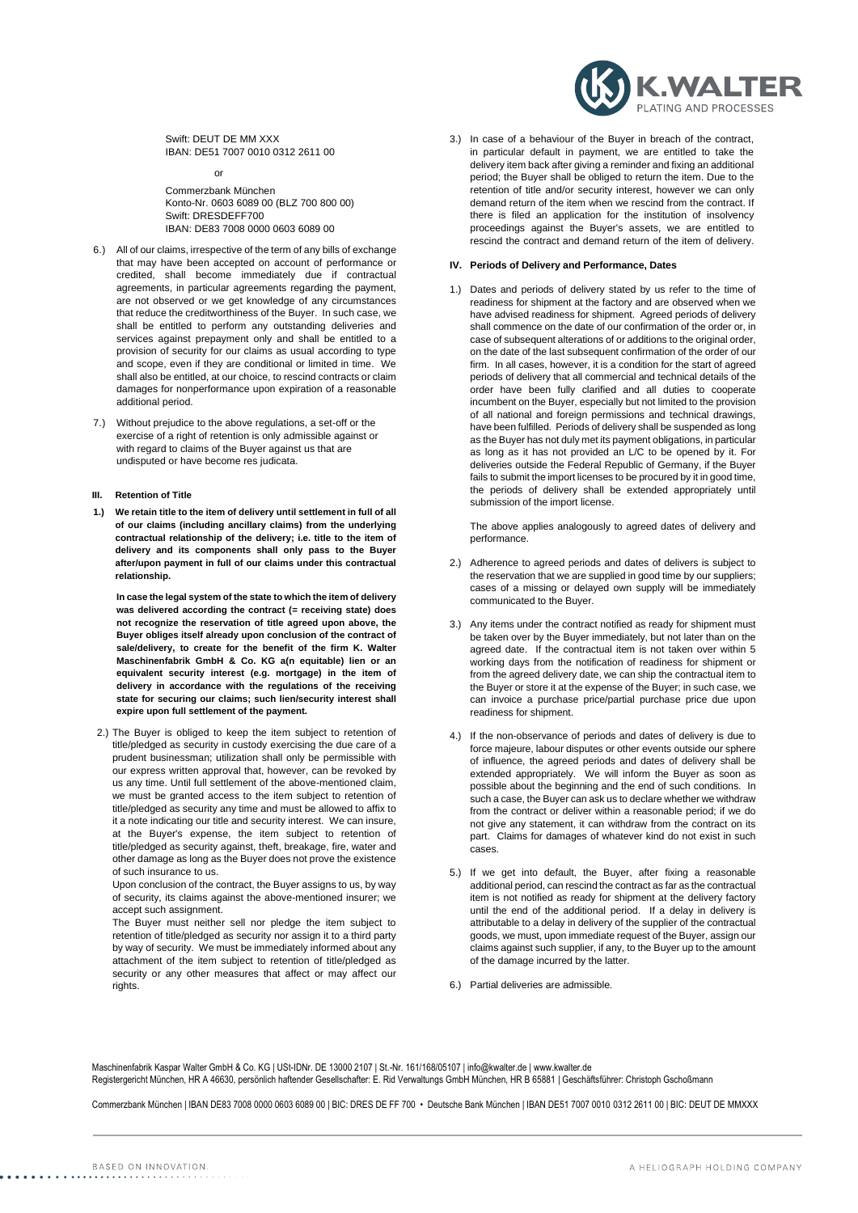Swift: DEUT DE MM XXX
IBAN: DE51 7007 0010 0312 2611 00

or

Commerzbank München
Konto-Nr. 0603 6089 00 (BLZ 700 800 00)
Swift: DRESDEFF700
IBAN: DE83 7008 0000 0603 6089 00

6.) All of our claims, irrespective of the term of any bills of exchange that may have been accepted on account of performance or credited, shall become immediately due if contractual agreements, in particular agreements regarding the payment, are not observed or we get knowledge of any circumstances that reduce the creditworthiness of the Buyer. In such case, we shall be entitled to perform any outstanding deliveries and services against prepayment only and shall be entitled to a provision of security for our claims as usual according to type and scope, even if they are conditional or limited in time. We shall also be entitled, at our choice, to rescind contracts or claim damages for nonperformance upon expiration of a reasonable additional period.

7.) Without prejudice to the above regulations, a set-off or the exercise of a right of retention is only admissible against or with regard to claims of the Buyer against us that are undisputed or have become res judicata.

### III. Retention of Title

**1.) We retain title to the item of delivery until settlement in full of all of our claims (including ancillary claims) from the underlying contractual relationship of the delivery; i.e. title to the item of delivery and its components shall only pass to the Buyer after/upon payment in full of our claims under this contractual relationship.**

**In case the legal system of the state to which the item of delivery was delivered according the contract (= receiving state) does not recognize the reservation of title agreed upon above, the Buyer obliges itself already upon conclusion of the contract of sale/delivery, to create for the benefit of the firm K. Walter Maschinenfabrik GmbH & Co. KG a(n equitable) lien or an equivalent security interest (e.g. mortgage) in the item of delivery in accordance with the regulations of the receiving state for securing our claims; such lien/security interest shall expire upon full settlement of the payment.**

2.) The Buyer is obliged to keep the item subject to retention of title/pledged as security in custody exercising the due care of a prudent businessman; utilization shall only be permissible with our express written approval that, however, can be revoked by us any time. Until full settlement of the above-mentioned claim, we must be granted access to the item subject to retention of title/pledged as security any time and must be allowed to affix to it a note indicating our title and security interest. We can insure, at the Buyer's expense, the item subject to retention of title/pledged as security against, theft, breakage, fire, water and other damage as long as the Buyer does not prove the existence of such insurance to us.

Upon conclusion of the contract, the Buyer assigns to us, by way of security, its claims against the above-mentioned insurer; we accept such assignment.

The Buyer must neither sell nor pledge the item subject to retention of title/pledged as security nor assign it to a third party by way of security. We must be immediately informed about any attachment of the item subject to retention of title/pledged as security or any other measures that affect or may affect our rights.

3.) In case of a behaviour of the Buyer in breach of the contract, in particular default in payment, we are entitled to take the delivery item back after giving a reminder and fixing an additional period; the Buyer shall be obliged to return the item. Due to the retention of title and/or security interest, however we can only demand return of the item when we rescind from the contract. If there is filed an application for the institution of insolvency proceedings against the Buyer's assets, we are entitled to rescind the contract and demand return of the item of delivery.

### IV. Periods of Delivery and Performance, Dates

1.) Dates and periods of delivery stated by us refer to the time of readiness for shipment at the factory and are observed when we have advised readiness for shipment. Agreed periods of delivery shall commence on the date of our confirmation of the order or, in case of subsequent alterations of or additions to the original order, on the date of the last subsequent confirmation of the order of our firm. In all cases, however, it is a condition for the start of agreed periods of delivery that all commercial and technical details of the order have been fully clarified and all duties to cooperate incumbent on the Buyer, especially but not limited to the provision of all national and foreign permissions and technical drawings, have been fulfilled. Periods of delivery shall be suspended as long as the Buyer has not duly met its payment obligations, in particular as long as it has not provided an L/C to be opened by it. For deliveries outside the Federal Republic of Germany, if the Buyer fails to submit the import licenses to be procured by it in good time, the periods of delivery shall be extended appropriately until submission of the import license.

The above applies analogously to agreed dates of delivery and performance.

2.) Adherence to agreed periods and dates of delivers is subject to the reservation that we are supplied in good time by our suppliers; cases of a missing or delayed own supply will be immediately communicated to the Buyer.

3.) Any items under the contract notified as ready for shipment must be taken over by the Buyer immediately, but not later than on the agreed date. If the contractual item is not taken over within 5 working days from the notification of readiness for shipment or from the agreed delivery date, we can ship the contractual item to the Buyer or store it at the expense of the Buyer; in such case, we can invoice a purchase price/partial purchase price due upon readiness for shipment.

4.) If the non-observance of periods and dates of delivery is due to force majeure, labour disputes or other events outside our sphere of influence, the agreed periods and dates of delivery shall be extended appropriately. We will inform the Buyer as soon as possible about the beginning and the end of such conditions. In such a case, the Buyer can ask us to declare whether we withdraw from the contract or deliver within a reasonable period; if we do not give any statement, it can withdraw from the contract on its part. Claims for damages of whatever kind do not exist in such cases.

5.) If we get into default, the Buyer, after fixing a reasonable additional period, can rescind the contract as far as the contractual item is not notified as ready for shipment at the delivery factory until the end of the additional period. If a delay in delivery is attributable to a delay in delivery of the supplier of the contractual goods, we must, upon immediate request of the Buyer, assign our claims against such supplier, if any, to the Buyer up to the amount of the damage incurred by the latter.

6.) Partial deliveries are admissible.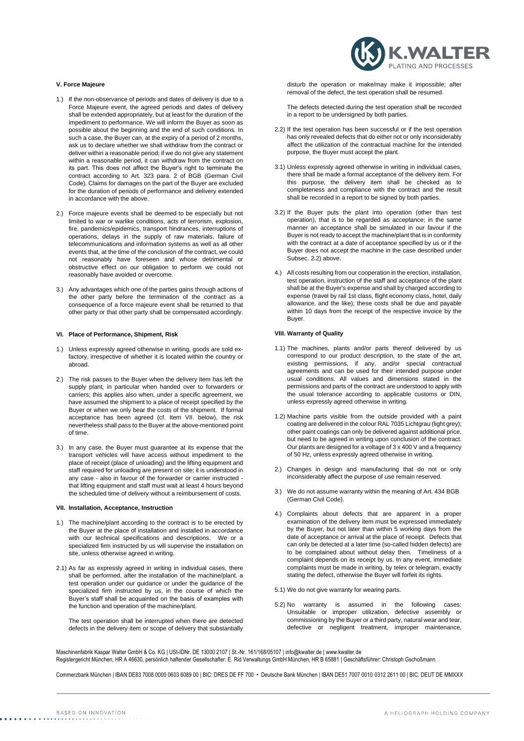### V. Force Majeure

1.) If the non-observance of periods and dates of delivery is due to a Force Majeure event, the agreed periods and dates of delivery shall be extended appropriately, but at least for the duration of the impediment to performance. We will inform the Buyer as soon as possible about the beginning and the end of such conditions. In such a case, the Buyer can, at the expiry of a period of 2 months, ask us to declare whether we shall withdraw from the contract or deliver within a reasonable period; if we do not give any statement within a reasonable period, it can withdraw from the contract on its part. This does not affect the Buyer's right to terminate the contract according to Art. 323 para. 2 of BGB (German Civil Code). Claims for damages on the part of the Buyer are excluded for the duration of periods of performance and delivery extended in accordance with the above.

2.) Force majeure events shall be deemed to be especially but not limited to war or warlike conditions, acts of terrorism, explosion, fire, pandemics/epidemics, transport hindrances, interruptions of operations, delays in the supply of raw materials, failure of telecommunications and information systems as well as all other events that, at the time of the conclusion of the contract, we could not reasonably have foreseen and whose detrimental or obstructive effect on our obligation to perform we could not reasonably have avoided or overcome.

3.) Any advantages which one of the parties gains through actions of the other party before the termination of the contract as a consequence of a force majeure event shall be returned to that other party or that other party shall be compensated accordingly.

### VI. Place of Performance, Shipment, Risk

1.) Unless expressly agreed otherwise in writing, goods are sold ex-factory, irrespective of whether it is located within the country or abroad.

2.) The risk passes to the Buyer when the delivery item has left the supply plant, in particular when handed over to forwarders or carriers; this applies also when, under a specific agreement, we have assumed the shipment to a place of receipt specified by the Buyer or when we only bear the costs of the shipment. If formal acceptance has been agreed (cf. Item VII. below), the risk nevertheless shall pass to the Buyer at the above-mentioned point of time.

3.) In any case, the Buyer must guarantee at its expense that the transport vehicles will have access without impediment to the place of receipt (place of unloading) and the lifting equipment and staff required for unloading are present on site; it is understood in any case - also in favour of the forwarder or carrier instructed - that lifting equipment and staff must wait at least 4 hours beyond the scheduled time of delivery without a reimbursement of costs.

### VII. Installation, Acceptance, Instruction

1.) The machine/plant according to the contract is to be erected by the Buyer at the place of installation and installed in accordance with our technical specifications and descriptions. We or a specialized firm instructed by us will supervise the installation on site, unless otherwise agreed in writing.

2.1) As far as expressly agreed in writing in individual cases, there shall be performed, after the installation of the machine/plant, a test operation under our guidance or under the guidance of the specialized firm instructed by us, in the course of which the Buyer's staff shall be acquainted on the basis of examples with the function and operation of the machine/plant.

The test operation shall be interrupted when there are detected defects in the delivery item or scope of delivery that substantially disturb the operation or make/may make it impossible; after removal of the defect, the test operation shall be resumed.

The defects detected during the test operation shall be recorded in a report to be undersigned by both parties.

2.2) If the test operation has been successful or if the test operation has only revealed defects that do either not or only inconsiderably affect the utilization of the contractual machine for the intended purpose, the Buyer must accept the plant.

3.1) Unless expressly agreed otherwise in writing in individual cases, there shall be made a formal acceptance of the delivery item. For this purpose, the delivery item shall be checked as to completeness and compliance with the contract and the result shall be recorded in a report to be signed by both parties.

3.2) If the Buyer puts the plant into operation (other than test operation), that is to be regarded as acceptance; in the same manner an acceptance shall be simulated in our favour if the Buyer is not ready to accept the machine/plant that is in conformity with the contract at a date of acceptance specified by us or if the Buyer does not accept the machine in the case described under Subsec. 2.2) above.

4.) All costs resulting from our cooperation in the erection, installation, test operation, instruction of the staff and acceptance of the plant shall be at the Buyer's expense and shall by charged according to expense (travel by rail 1st class, flight economy class, hotel, daily allowance, and the like); these costs shall be due and payable within 10 days from the receipt of the respective invoice by the Buyer.

### VIII. Warranty of Quality

1.1) The machines, plants and/or parts thereof delivered by us correspond to our product description, to the state of the art, existing permissions, if any, and/or special contractual agreements and can be used for their intended purpose under usual conditions. All values and dimensions stated in the permissions and parts of the contract are understood to apply with the usual tolerance according to applicable customs or DIN, unless expressly agreed otherwise in writing.

1.2) Machine parts visible from the outside provided with a paint coating are delivered in the colour RAL 7035 Lichtgrau (light grey); other paint coatings can only be delivered against additional price, but need to be agreed in writing upon conclusion of the contract. Our plants are designed for a voltage of 3 x 400 V and a frequency of 50 Hz, unless expressly agreed otherwise in writing.

2.) Changes in design and manufacturing that do not or only inconsiderably affect the purpose of use remain reserved.

3.) We do not assume warranty within the meaning of Art. 434 BGB (German Civil Code).

4.) Complaints about defects that are apparent in a proper examination of the delivery item must be expressed immediately by the Buyer, but not later than within 5 working days from the date of acceptance or arrival at the place of receipt. Defects that can only be detected at a later time (so-called hidden defects) are to be complained about without delay then. Timeliness of a complaint depends on its receipt by us. In any event, immediate complaints must be made in writing, by telex or telegram, exactly stating the defect, otherwise the Buyer will forfeit its rights.

5.1) We do not give warranty for wearing parts.

5.2) No warranty is assumed in the following cases: Unsuitable or improper utilization, defective assembly or commissioning by the Buyer or a third party, natural wear and tear, defective or negligent treatment, improper maintenance,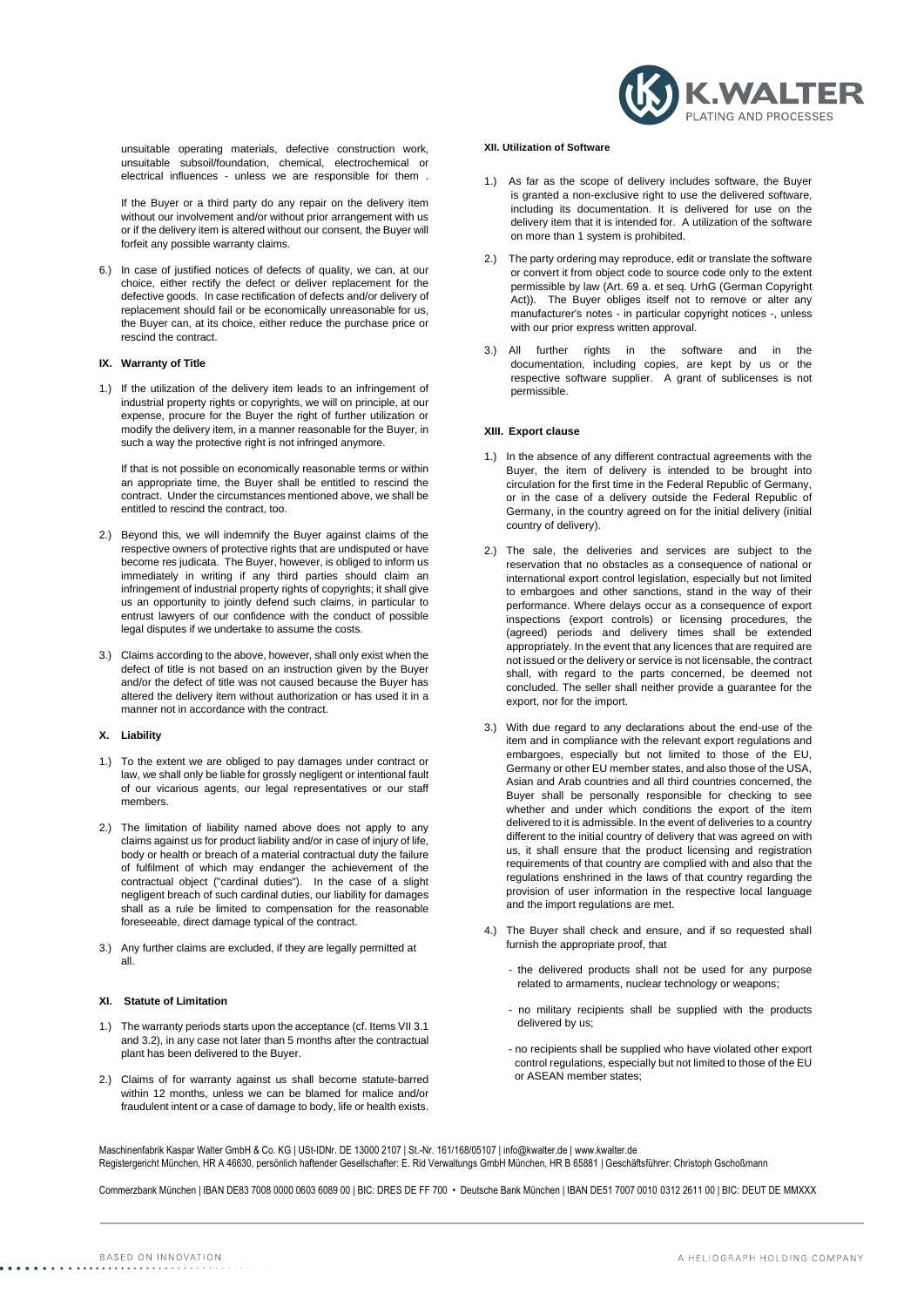unsuitable operating materials, defective construction work, unsuitable subsoil/foundation, chemical, electrochemical or electrical influences - unless we are responsible for them .

If the Buyer or a third party do any repair on the delivery item without our involvement and/or without prior arrangement with us or if the delivery item is altered without our consent, the Buyer will forfeit any possible warranty claims.

6.) In case of justified notices of defects of quality, we can, at our choice, either rectify the defect or deliver replacement for the defective goods. In case rectification of defects and/or delivery of replacement should fail or be economically unreasonable for us, the Buyer can, at its choice, either reduce the purchase price or rescind the contract.

### IX. Warranty of Title

1.) If the utilization of the delivery item leads to an infringement of industrial property rights or copyrights, we will on principle, at our expense, procure for the Buyer the right of further utilization or modify the delivery item, in a manner reasonable for the Buyer, in such a way the protective right is not infringed anymore.

If that is not possible on economically reasonable terms or within an appropriate time, the Buyer shall be entitled to rescind the contract. Under the circumstances mentioned above, we shall be entitled to rescind the contract, too.

2.) Beyond this, we will indemnify the Buyer against claims of the respective owners of protective rights that are undisputed or have become res judicata. The Buyer, however, is obliged to inform us immediately in writing if any third parties should claim an infringement of industrial property rights of copyrights; it shall give us an opportunity to jointly defend such claims, in particular to entrust lawyers of our confidence with the conduct of possible legal disputes if we undertake to assume the costs.

3.) Claims according to the above, however, shall only exist when the defect of title is not based on an instruction given by the Buyer and/or the defect of title was not caused because the Buyer has altered the delivery item without authorization or has used it in a manner not in accordance with the contract.

### X. Liability

1.) To the extent we are obliged to pay damages under contract or law, we shall only be liable for grossly negligent or intentional fault of our vicarious agents, our legal representatives or our staff members.

2.) The limitation of liability named above does not apply to any claims against us for product liability and/or in case of injury of life, body or health or breach of a material contractual duty the failure of fulfilment of which may endanger the achievement of the contractual object ("cardinal duties"). In the case of a slight negligent breach of such cardinal duties, our liability for damages shall as a rule be limited to compensation for the reasonable foreseeable, direct damage typical of the contract.

3.) Any further claims are excluded, if they are legally permitted at all.

### XI. Statute of Limitation

1.) The warranty periods starts upon the acceptance (cf. Items VII 3.1 and 3.2), in any case not later than 5 months after the contractual plant has been delivered to the Buyer.

2.) Claims of for warranty against us shall become statute-barred within 12 months, unless we can be blamed for malice and/or fraudulent intent or a case of damage to body, life or health exists.

### XII. Utilization of Software

1.) As far as the scope of delivery includes software, the Buyer is granted a non-exclusive right to use the delivered software, including its documentation. It is delivered for use on the delivery item that it is intended for. A utilization of the software on more than 1 system is prohibited.

2.) The party ordering may reproduce, edit or translate the software or convert it from object code to source code only to the extent permissible by law (Art. 69 a. et seq. UrhG (German Copyright Act)). The Buyer obliges itself not to remove or alter any manufacturer's notes - in particular copyright notices -, unless with our prior express written approval.

3.) All further rights in the software and in the documentation, including copies, are kept by us or the respective software supplier. A grant of sublicenses is not permissible.

### XIII. Export clause

1.) In the absence of any different contractual agreements with the Buyer, the item of delivery is intended to be brought into circulation for the first time in the Federal Republic of Germany, or in the case of a delivery outside the Federal Republic of Germany, in the country agreed on for the initial delivery (initial country of delivery).

2.) The sale, the deliveries and services are subject to the reservation that no obstacles as a consequence of national or international export control legislation, especially but not limited to embargoes and other sanctions, stand in the way of their performance. Where delays occur as a consequence of export inspections (export controls) or licensing procedures, the (agreed) periods and delivery times shall be extended appropriately. In the event that any licences that are required are not issued or the delivery or service is not licensable, the contract shall, with regard to the parts concerned, be deemed not concluded. The seller shall neither provide a guarantee for the export, nor for the import.

3.) With due regard to any declarations about the end-use of the item and in compliance with the relevant export regulations and embargoes, especially but not limited to those of the EU, Germany or other EU member states, and also those of the USA, Asian and Arab countries and all third countries concerned, the Buyer shall be personally responsible for checking to see whether and under which conditions the export of the item delivered to it is admissible. In the event of deliveries to a country different to the initial country of delivery that was agreed on with us, it shall ensure that the product licensing and registration requirements of that country are complied with and also that the regulations enshrined in the laws of that country regarding the provision of user information in the respective local language and the import regulations are met.

4.) The Buyer shall check and ensure, and if so requested shall furnish the appropriate proof, that

- the delivered products shall not be used for any purpose related to armaments, nuclear technology or weapons;
- no military recipients shall be supplied with the products delivered by us;
- no recipients shall be supplied who have violated other export control regulations, especially but not limited to those of the EU or ASEAN member states;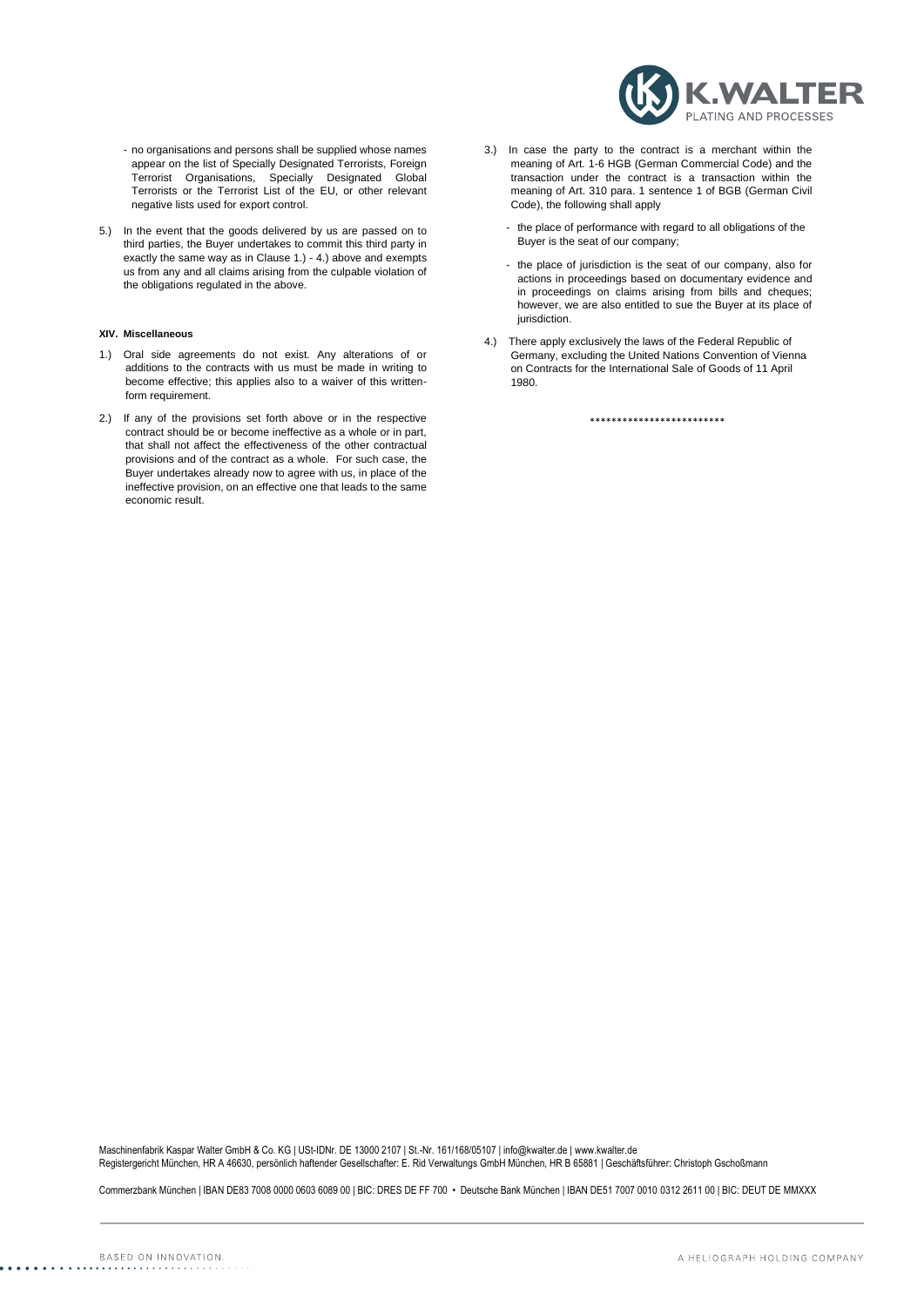- no organisations and persons shall be supplied whose names appear on the list of Specially Designated Terrorists, Foreign Terrorist Organisations, Specially Designated Global Terrorists or the Terrorist List of the EU, or other relevant negative lists used for export control.

5.) In the event that the goods delivered by us are passed on to third parties, the Buyer undertakes to commit this third party in exactly the same way as in Clause 1.) - 4.) above and exempts us from any and all claims arising from the culpable violation of the obligations regulated in the above.

### XIV. Miscellaneous

1.) Oral side agreements do not exist. Any alterations of or additions to the contracts with us must be made in writing to become effective; this applies also to a waiver of this written-form requirement.

2.) If any of the provisions set forth above or in the respective contract should be or become ineffective as a whole or in part, that shall not affect the effectiveness of the other contractual provisions and of the contract as a whole. For such case, the Buyer undertakes already now to agree with us, in place of the ineffective provision, on an effective one that leads to the same economic result.

3.) In case the party to the contract is a merchant within the meaning of Art. 1-6 HGB (German Commercial Code) and the transaction under the contract is a transaction within the meaning of Art. 310 para. 1 sentence 1 of BGB (German Civil Code), the following shall apply

- the place of performance with regard to all obligations of the Buyer is the seat of our company;
- the place of jurisdiction is the seat of our company, also for actions in proceedings based on documentary evidence and in proceedings on claims arising from bills and cheques; however, we are also entitled to sue the Buyer at its place of jurisdiction.

4.) There apply exclusively the laws of the Federal Republic of Germany, excluding the United Nations Convention of Vienna on Contracts for the International Sale of Goods of 11 April 1980.

*************************

Maschinenfabrik Kaspar Walter GmbH & Co. KG | USt-IDNr. DE 13000 2107 | St.-Nr. 161/168/05107 | info@kwalter.de | www.kwalter.de
Registergericht München, HR A 46630, persönlich haftender Gesellschafter: E. Rid Verwaltungs GmbH München, HR B 65881 | Geschäftsführer: Christoph Gschoßmann

Commerzbank München | IBAN DE83 7008 0000 0603 6089 00 | BIC: DRES DE FF 700 • Deutsche Bank München | IBAN DE51 7007 0010 0312 2611 00 | BIC: DEUT DE MMXXX